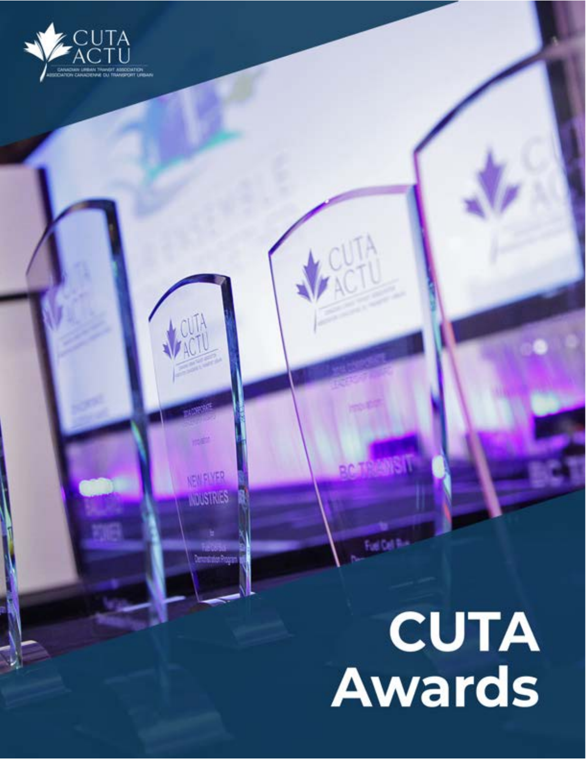CUTA ACTU

CANADIAN URBAN TRANSIT ASSOCIATION
ASSOCIATION CANADIENNE DU TRANSPORT URBAIN

# CUTA Awards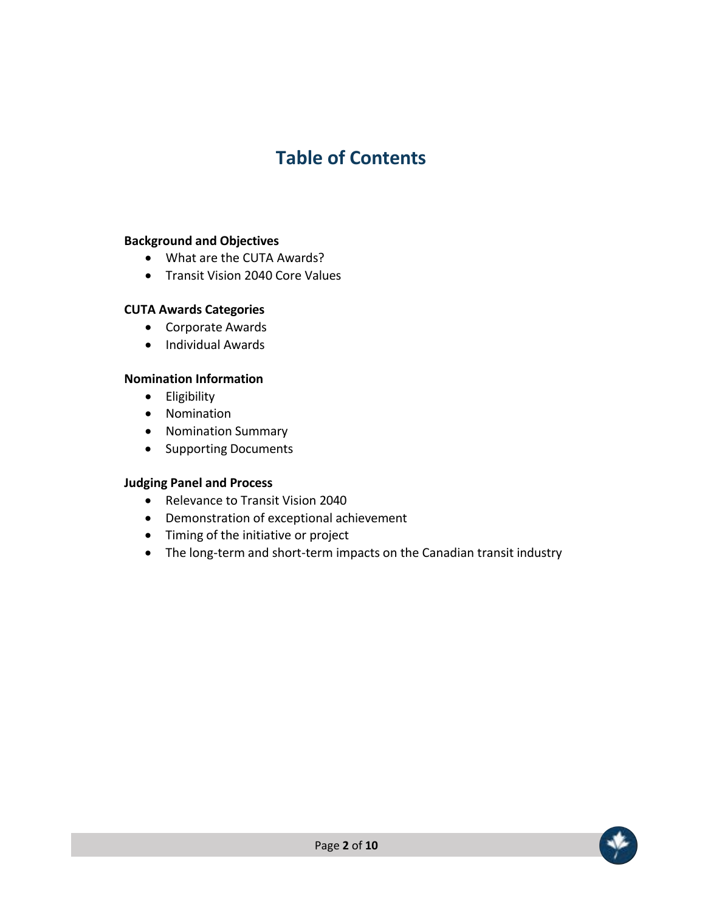# Table of Contents

**Background and Objectives**

- What are the CUTA Awards?
- Transit Vision 2040 Core Values

**CUTA Awards Categories**

- Corporate Awards
- Individual Awards

**Nomination Information**

- Eligibility
- Nomination
- Nomination Summary
- Supporting Documents

**Judging Panel and Process**

- Relevance to Transit Vision 2040
- Demonstration of exceptional achievement
- Timing of the initiative or project
- The long-term and short-term impacts on the Canadian transit industry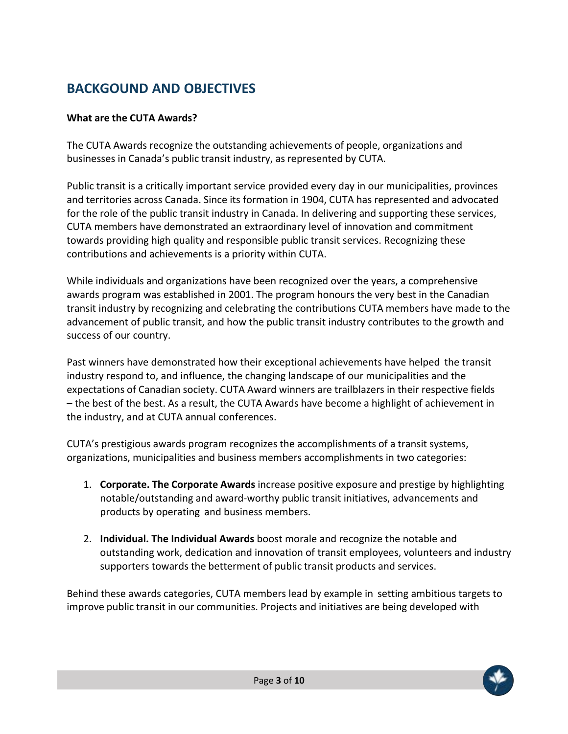## BACKGOUND AND OBJECTIVES

**What are the CUTA Awards?**

The CUTA Awards recognize the outstanding achievements of people, organizations and businesses in Canada's public transit industry, as represented by CUTA.

Public transit is a critically important service provided every day in our municipalities, provinces and territories across Canada. Since its formation in 1904, CUTA has represented and advocated for the role of the public transit industry in Canada. In delivering and supporting these services, CUTA members have demonstrated an extraordinary level of innovation and commitment towards providing high quality and responsible public transit services. Recognizing these contributions and achievements is a priority within CUTA.

While individuals and organizations have been recognized over the years, a comprehensive awards program was established in 2001. The program honours the very best in the Canadian transit industry by recognizing and celebrating the contributions CUTA members have made to the advancement of public transit, and how the public transit industry contributes to the growth and success of our country.

Past winners have demonstrated how their exceptional achievements have helped the transit industry respond to, and influence, the changing landscape of our municipalities and the expectations of Canadian society. CUTA Award winners are trailblazers in their respective fields – the best of the best. As a result, the CUTA Awards have become a highlight of achievement in the industry, and at CUTA annual conferences.

CUTA's prestigious awards program recognizes the accomplishments of a transit systems, organizations, municipalities and business members accomplishments in two categories:

1. **Corporate. The Corporate Awards** increase positive exposure and prestige by highlighting notable/outstanding and award-worthy public transit initiatives, advancements and products by operating and business members.

2. **Individual. The Individual Awards** boost morale and recognize the notable and outstanding work, dedication and innovation of transit employees, volunteers and industry supporters towards the betterment of public transit products and services.

Behind these awards categories, CUTA members lead by example in setting ambitious targets to improve public transit in our communities. Projects and initiatives are being developed with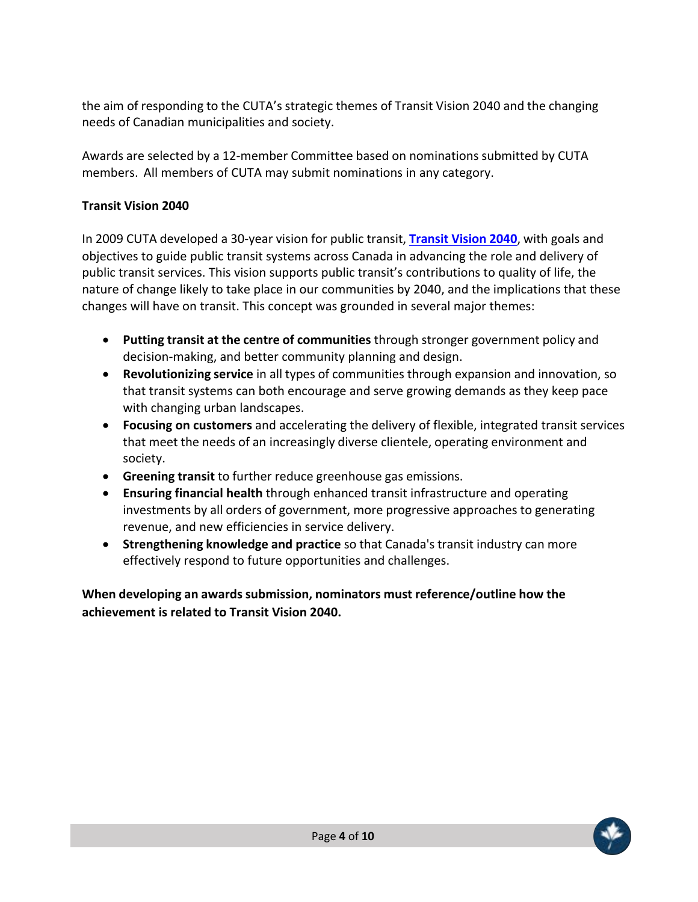the aim of responding to the CUTA's strategic themes of Transit Vision 2040 and the changing needs of Canadian municipalities and society.

Awards are selected by a 12-member Committee based on nominations submitted by CUTA members. All members of CUTA may submit nominations in any category.

**Transit Vision 2040**

In 2009 CUTA developed a 30-year vision for public transit, **Transit Vision 2040**, with goals and objectives to guide public transit systems across Canada in advancing the role and delivery of public transit services. This vision supports public transit's contributions to quality of life, the nature of change likely to take place in our communities by 2040, and the implications that these changes will have on transit. This concept was grounded in several major themes:

- **Putting transit at the centre of communities** through stronger government policy and decision-making, and better community planning and design.
- **Revolutionizing service** in all types of communities through expansion and innovation, so that transit systems can both encourage and serve growing demands as they keep pace with changing urban landscapes.
- **Focusing on customers** and accelerating the delivery of flexible, integrated transit services that meet the needs of an increasingly diverse clientele, operating environment and society.
- **Greening transit** to further reduce greenhouse gas emissions.
- **Ensuring financial health** through enhanced transit infrastructure and operating investments by all orders of government, more progressive approaches to generating revenue, and new efficiencies in service delivery.
- **Strengthening knowledge and practice** so that Canada's transit industry can more effectively respond to future opportunities and challenges.

**When developing an awards submission, nominators must reference/outline how the achievement is related to Transit Vision 2040.**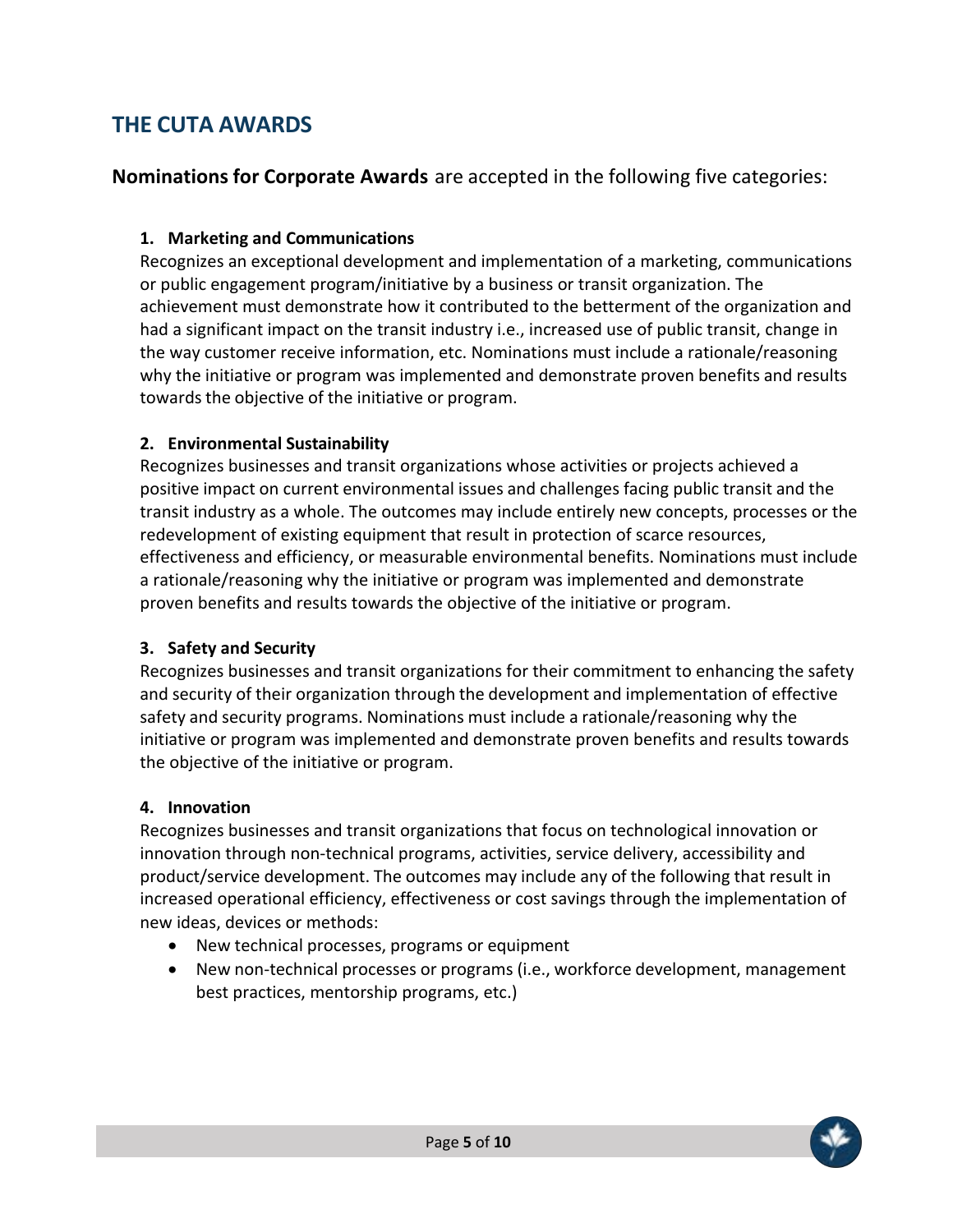## THE CUTA AWARDS

**Nominations for Corporate Awards** are accepted in the following five categories:

1. **Marketing and Communications**
   Recognizes an exceptional development and implementation of a marketing, communications or public engagement program/initiative by a business or transit organization. The achievement must demonstrate how it contributed to the betterment of the organization and had a significant impact on the transit industry i.e., increased use of public transit, change in the way customer receive information, etc. Nominations must include a rationale/reasoning why the initiative or program was implemented and demonstrate proven benefits and results towards the objective of the initiative or program.

2. **Environmental Sustainability**
   Recognizes businesses and transit organizations whose activities or projects achieved a positive impact on current environmental issues and challenges facing public transit and the transit industry as a whole. The outcomes may include entirely new concepts, processes or the redevelopment of existing equipment that result in protection of scarce resources, effectiveness and efficiency, or measurable environmental benefits. Nominations must include a rationale/reasoning why the initiative or program was implemented and demonstrate proven benefits and results towards the objective of the initiative or program.

3. **Safety and Security**
   Recognizes businesses and transit organizations for their commitment to enhancing the safety and security of their organization through the development and implementation of effective safety and security programs. Nominations must include a rationale/reasoning why the initiative or program was implemented and demonstrate proven benefits and results towards the objective of the initiative or program.

4. **Innovation**
   Recognizes businesses and transit organizations that focus on technological innovation or innovation through non-technical programs, activities, service delivery, accessibility and product/service development. The outcomes may include any of the following that result in increased operational efficiency, effectiveness or cost savings through the implementation of new ideas, devices or methods:
   - New technical processes, programs or equipment
   - New non-technical processes or programs (i.e., workforce development, management best practices, mentorship programs, etc.)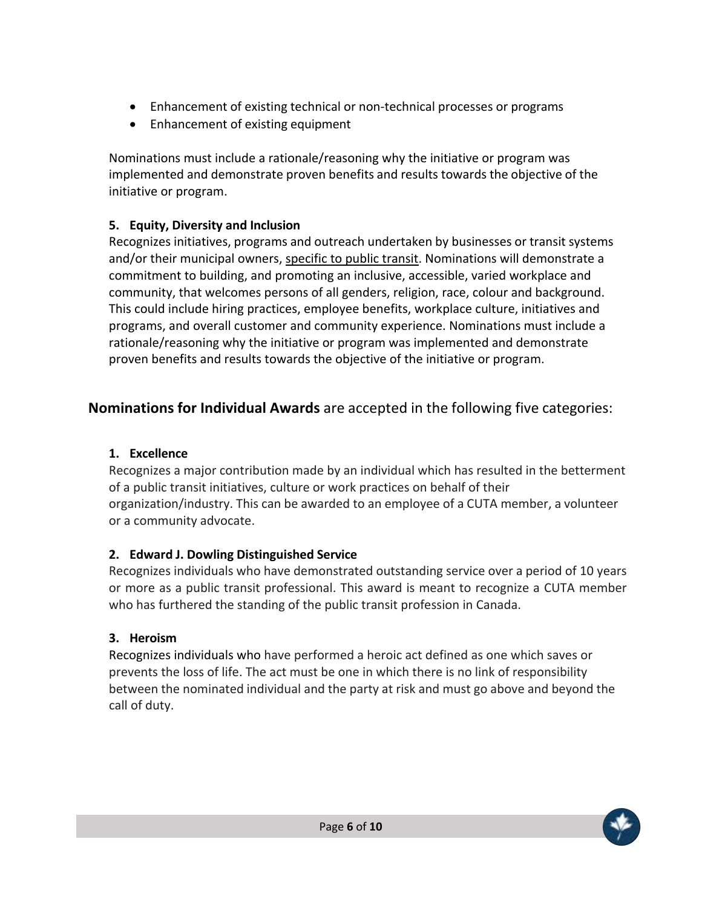- Enhancement of existing technical or non-technical processes or programs
- Enhancement of existing equipment

Nominations must include a rationale/reasoning why the initiative or program was implemented and demonstrate proven benefits and results towards the objective of the initiative or program.

**5. Equity, Diversity and Inclusion**

Recognizes initiatives, programs and outreach undertaken by businesses or transit systems and/or their municipal owners, specific to public transit. Nominations will demonstrate a commitment to building, and promoting an inclusive, accessible, varied workplace and community, that welcomes persons of all genders, religion, race, colour and background. This could include hiring practices, employee benefits, workplace culture, initiatives and programs, and overall customer and community experience. Nominations must include a rationale/reasoning why the initiative or program was implemented and demonstrate proven benefits and results towards the objective of the initiative or program.

## **Nominations for Individual Awards** are accepted in the following five categories:

**1. Excellence**

Recognizes a major contribution made by an individual which has resulted in the betterment of a public transit initiatives, culture or work practices on behalf of their organization/industry. This can be awarded to an employee of a CUTA member, a volunteer or a community advocate.

**2. Edward J. Dowling Distinguished Service**

Recognizes individuals who have demonstrated outstanding service over a period of 10 years or more as a public transit professional. This award is meant to recognize a CUTA member who has furthered the standing of the public transit profession in Canada.

**3. Heroism**

Recognizes individuals who have performed a heroic act defined as one which saves or prevents the loss of life. The act must be one in which there is no link of responsibility between the nominated individual and the party at risk and must go above and beyond the call of duty.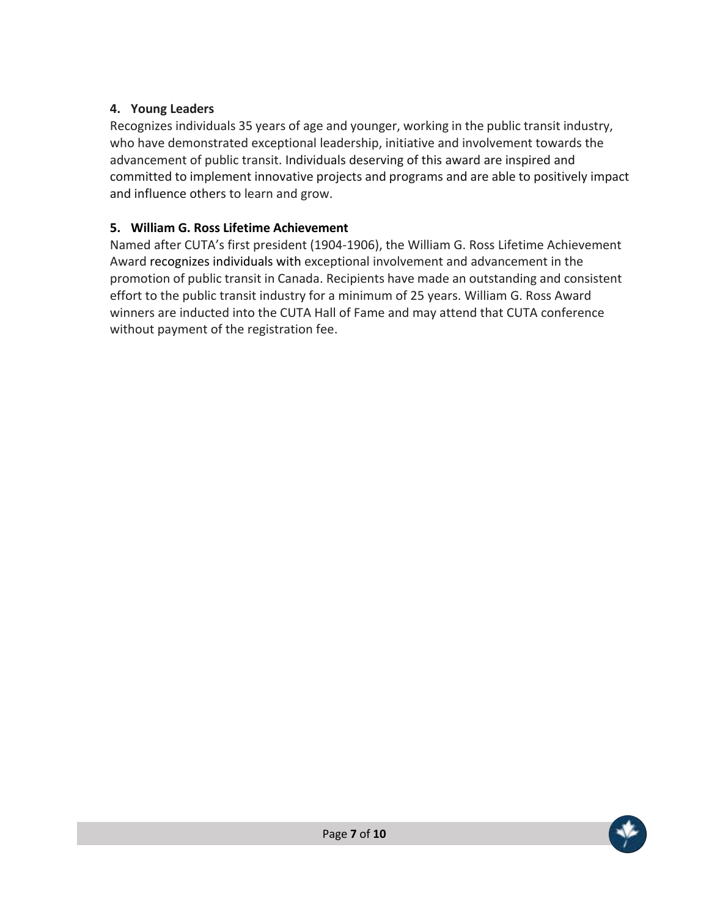**4. Young Leaders**

Recognizes individuals 35 years of age and younger, working in the public transit industry, who have demonstrated exceptional leadership, initiative and involvement towards the advancement of public transit. Individuals deserving of this award are inspired and committed to implement innovative projects and programs and are able to positively impact and influence others to learn and grow.

**5. William G. Ross Lifetime Achievement**

Named after CUTA's first president (1904-1906), the William G. Ross Lifetime Achievement Award recognizes individuals with exceptional involvement and advancement in the promotion of public transit in Canada. Recipients have made an outstanding and consistent effort to the public transit industry for a minimum of 25 years. William G. Ross Award winners are inducted into the CUTA Hall of Fame and may attend that CUTA conference without payment of the registration fee.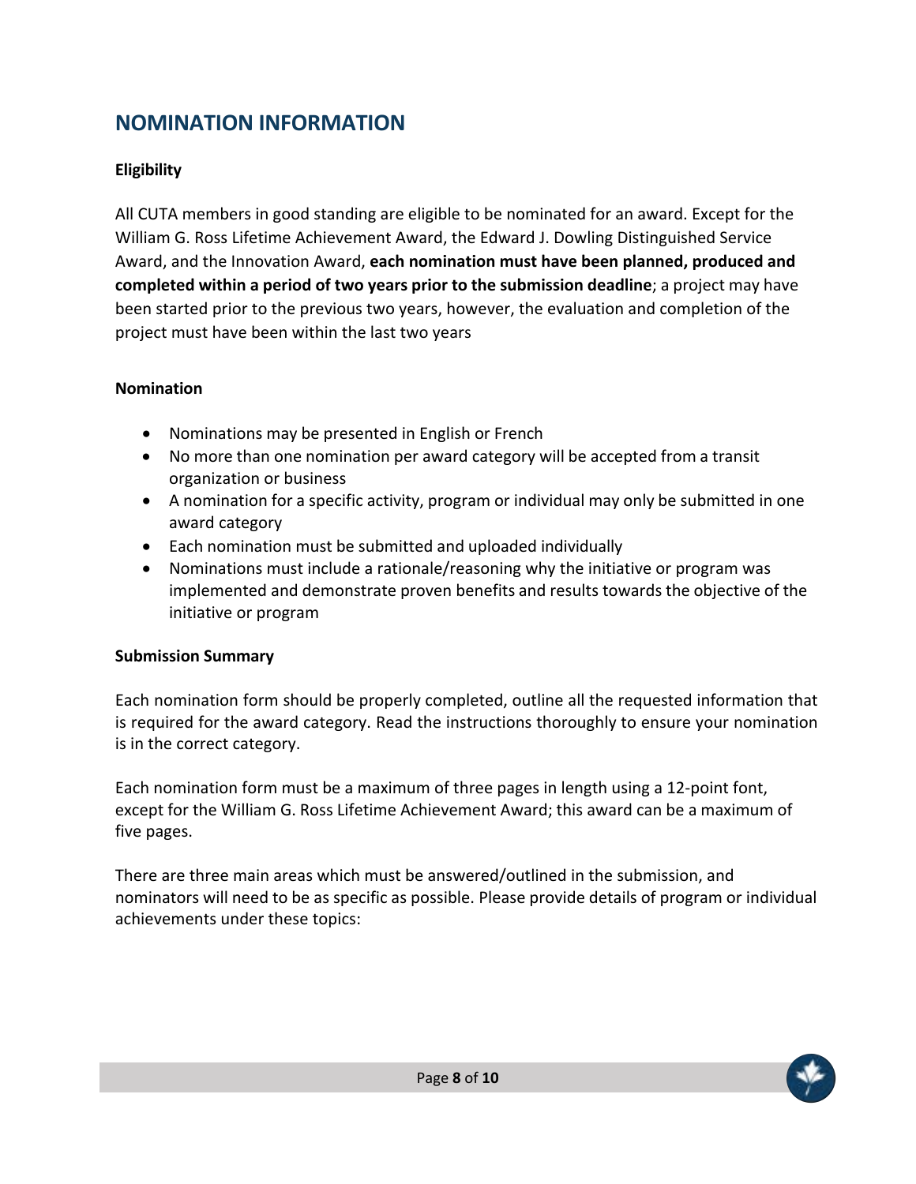## NOMINATION INFORMATION

### Eligibility

All CUTA members in good standing are eligible to be nominated for an award. Except for the William G. Ross Lifetime Achievement Award, the Edward J. Dowling Distinguished Service Award, and the Innovation Award, **each nomination must have been planned, produced and completed within a period of two years prior to the submission deadline**; a project may have been started prior to the previous two years, however, the evaluation and completion of the project must have been within the last two years

### Nomination

- Nominations may be presented in English or French
- No more than one nomination per award category will be accepted from a transit organization or business
- A nomination for a specific activity, program or individual may only be submitted in one award category
- Each nomination must be submitted and uploaded individually
- Nominations must include a rationale/reasoning why the initiative or program was implemented and demonstrate proven benefits and results towards the objective of the initiative or program

### Submission Summary

Each nomination form should be properly completed, outline all the requested information that is required for the award category. Read the instructions thoroughly to ensure your nomination is in the correct category.

Each nomination form must be a maximum of three pages in length using a 12-point font, except for the William G. Ross Lifetime Achievement Award; this award can be a maximum of five pages.

There are three main areas which must be answered/outlined in the submission, and nominators will need to be as specific as possible. Please provide details of program or individual achievements under these topics: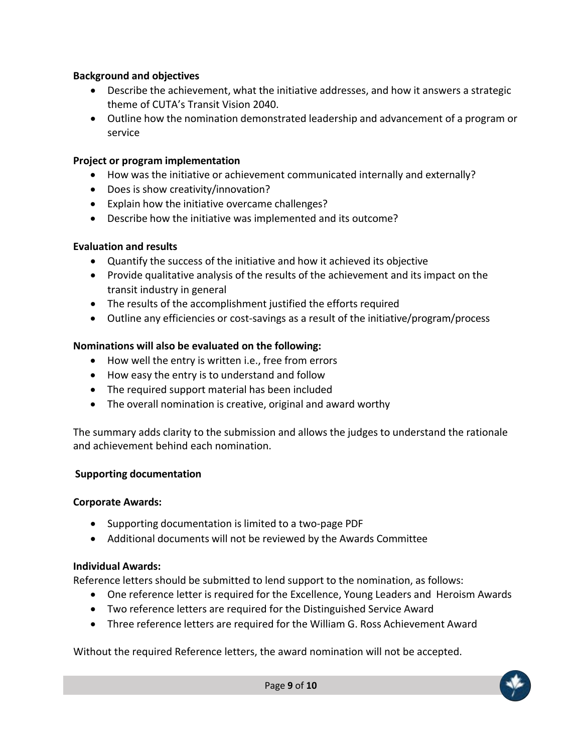**Background and objectives**

- Describe the achievement, what the initiative addresses, and how it answers a strategic theme of CUTA's Transit Vision 2040.
- Outline how the nomination demonstrated leadership and advancement of a program or service

**Project or program implementation**

- How was the initiative or achievement communicated internally and externally?
- Does is show creativity/innovation?
- Explain how the initiative overcame challenges?
- Describe how the initiative was implemented and its outcome?

**Evaluation and results**

- Quantify the success of the initiative and how it achieved its objective
- Provide qualitative analysis of the results of the achievement and its impact on the transit industry in general
- The results of the accomplishment justified the efforts required
- Outline any efficiencies or cost-savings as a result of the initiative/program/process

**Nominations will also be evaluated on the following:**

- How well the entry is written i.e., free from errors
- How easy the entry is to understand and follow
- The required support material has been included
- The overall nomination is creative, original and award worthy

The summary adds clarity to the submission and allows the judges to understand the rationale and achievement behind each nomination.

**Supporting documentation**

**Corporate Awards:**

- Supporting documentation is limited to a two-page PDF
- Additional documents will not be reviewed by the Awards Committee

**Individual Awards:**

Reference letters should be submitted to lend support to the nomination, as follows:

- One reference letter is required for the Excellence, Young Leaders and Heroism Awards
- Two reference letters are required for the Distinguished Service Award
- Three reference letters are required for the William G. Ross Achievement Award

Without the required Reference letters, the award nomination will not be accepted.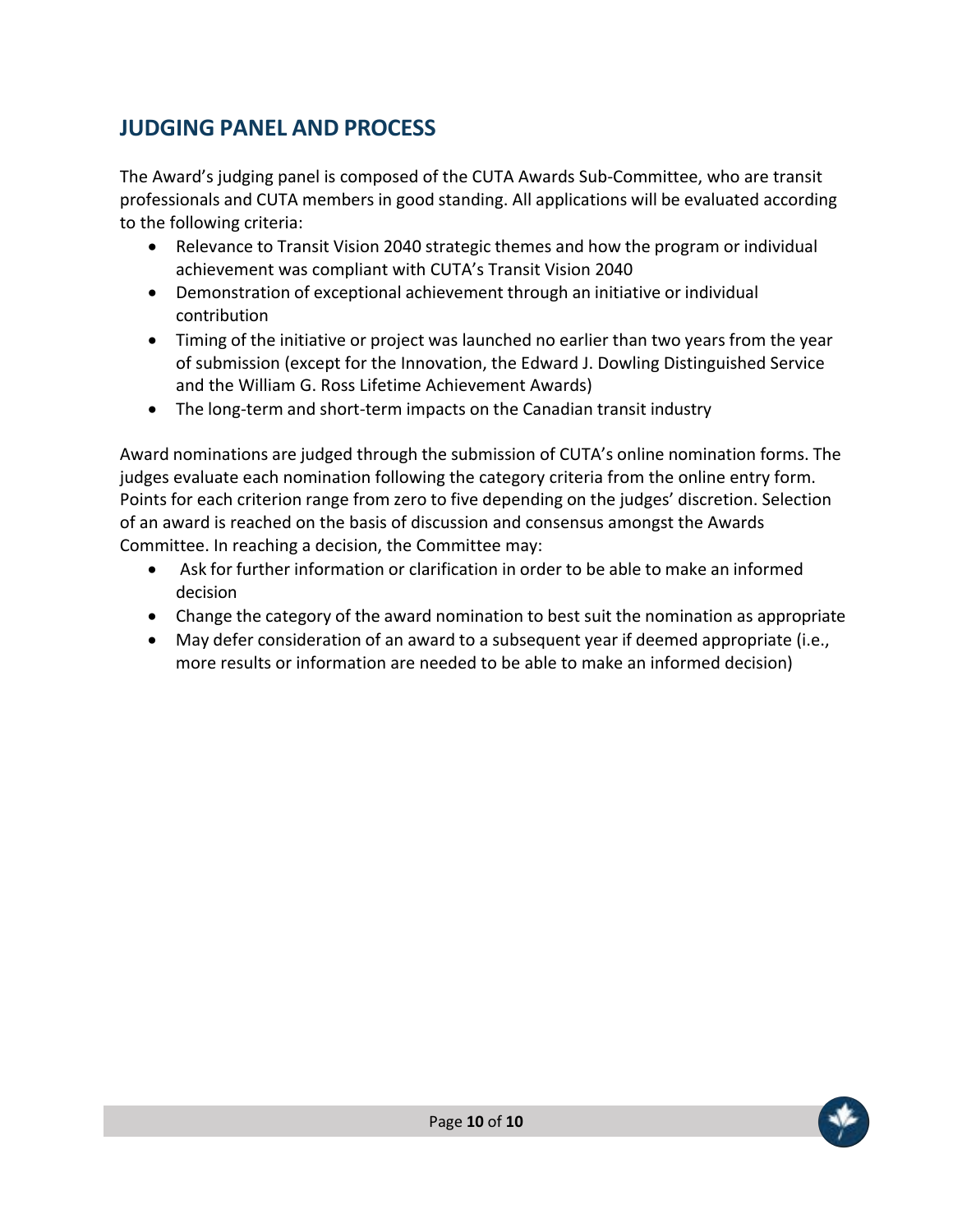## JUDGING PANEL AND PROCESS

The Award's judging panel is composed of the CUTA Awards Sub-Committee, who are transit professionals and CUTA members in good standing. All applications will be evaluated according to the following criteria:

- Relevance to Transit Vision 2040 strategic themes and how the program or individual achievement was compliant with CUTA's Transit Vision 2040
- Demonstration of exceptional achievement through an initiative or individual contribution
- Timing of the initiative or project was launched no earlier than two years from the year of submission (except for the Innovation, the Edward J. Dowling Distinguished Service and the William G. Ross Lifetime Achievement Awards)
- The long-term and short-term impacts on the Canadian transit industry

Award nominations are judged through the submission of CUTA's online nomination forms. The judges evaluate each nomination following the category criteria from the online entry form. Points for each criterion range from zero to five depending on the judges' discretion. Selection of an award is reached on the basis of discussion and consensus amongst the Awards Committee. In reaching a decision, the Committee may:

- Ask for further information or clarification in order to be able to make an informed decision
- Change the category of the award nomination to best suit the nomination as appropriate
- May defer consideration of an award to a subsequent year if deemed appropriate (i.e., more results or information are needed to be able to make an informed decision)